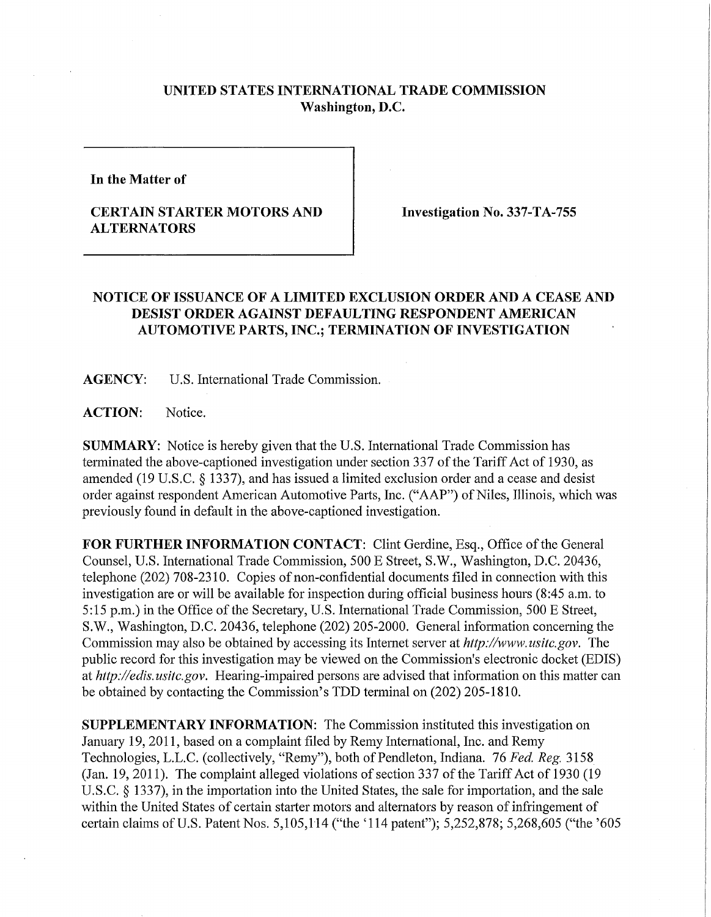# UNITED STATES INTERNATIONAL TRADE COMMISSION
## Washington, D.C.

**In the Matter of**

**CERTAIN STARTER MOTORS AND ALTERNATORS**

**Investigation No. 337-TA-755**

## NOTICE OF ISSUANCE OF A LIMITED EXCLUSION ORDER AND A CEASE AND DESIST ORDER AGAINST DEFAULTING RESPONDENT AMERICAN AUTOMOTIVE PARTS, INC.; TERMINATION OF INVESTIGATION

**AGENCY:** U.S. International Trade Commission.

**ACTION:** Notice.

**SUMMARY:** Notice is hereby given that the U.S. International Trade Commission has terminated the above-captioned investigation under section 337 of the Tariff Act of 1930, as amended (19 U.S.C. § 1337), and has issued a limited exclusion order and a cease and desist order against respondent American Automotive Parts, Inc. ("AAP") of Niles, Illinois, which was previously found in default in the above-captioned investigation.

**FOR FURTHER INFORMATION CONTACT:** Clint Gerdine, Esq., Office of the General Counsel, U.S. International Trade Commission, 500 E Street, S.W., Washington, D.C. 20436, telephone (202) 708-2310. Copies of non-confidential documents filed in connection with this investigation are or will be available for inspection during official business hours (8:45 a.m. to 5:15 p.m.) in the Office of the Secretary, U.S. International Trade Commission, 500 E Street, S.W., Washington, D.C. 20436, telephone (202) 205-2000. General information concerning the Commission may also be obtained by accessing its Internet server at *http://www.usitc.gov*. The public record for this investigation may be viewed on the Commission's electronic docket (EDIS) at *http://edis.usitc.gov*. Hearing-impaired persons are advised that information on this matter can be obtained by contacting the Commission's TDD terminal on (202) 205-1810.

**SUPPLEMENTARY INFORMATION:** The Commission instituted this investigation on January 19, 2011, based on a complaint filed by Remy International, Inc. and Remy Technologies, L.L.C. (collectively, "Remy"), both of Pendleton, Indiana. 76 *Fed. Reg.* 3158 (Jan. 19, 2011). The complaint alleged violations of section 337 of the Tariff Act of 1930 (19 U.S.C. § 1337), in the importation into the United States, the sale for importation, and the sale within the United States of certain starter motors and alternators by reason of infringement of certain claims of U.S. Patent Nos. 5,105,114 ("the '114 patent"); 5,252,878; 5,268,605 ("the '605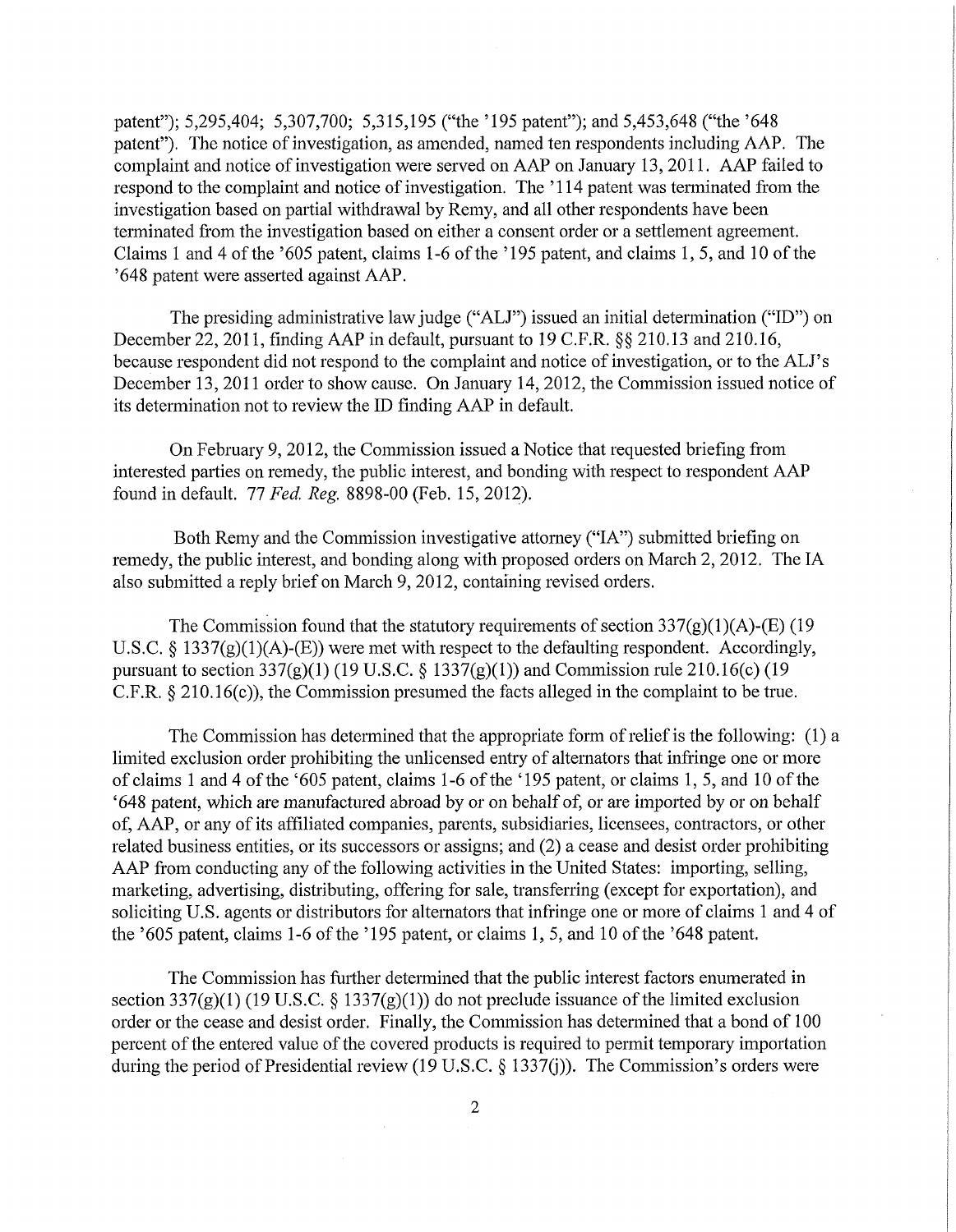patent"); 5,295,404; 5,307,700; 5,315,195 ("the '195 patent"); and 5,453,648 ("the '648 patent"). The notice of investigation, as amended, named ten respondents including AAP. The complaint and notice of investigation were served on AAP on January 13, 2011. AAP failed to respond to the complaint and notice of investigation. The '114 patent was terminated from the investigation based on partial withdrawal by Remy, and all other respondents have been terminated from the investigation based on either a consent order or a settlement agreement. Claims 1 and 4 of the '605 patent, claims 1-6 of the '195 patent, and claims 1, 5, and 10 of the '648 patent were asserted against AAP.

The presiding administrative law judge ("ALJ") issued an initial determination ("ID") on December 22, 2011, finding AAP in default, pursuant to 19 C.F.R. §§ 210.13 and 210.16, because respondent did not respond to the complaint and notice of investigation, or to the ALJ's December 13, 2011 order to show cause. On January 14, 2012, the Commission issued notice of its determination not to review the ID finding AAP in default.

On February 9, 2012, the Commission issued a Notice that requested briefing from interested parties on remedy, the public interest, and bonding with respect to respondent AAP found in default. 77 *Fed. Reg.* 8898-00 (Feb. 15, 2012).

Both Remy and the Commission investigative attorney ("IA") submitted briefing on remedy, the public interest, and bonding along with proposed orders on March 2, 2012. The IA also submitted a reply brief on March 9, 2012, containing revised orders.

The Commission found that the statutory requirements of section 337(g)(1)(A)-(E) (19 U.S.C. § 1337(g)(1)(A)-(E)) were met with respect to the defaulting respondent. Accordingly, pursuant to section 337(g)(1) (19 U.S.C. § 1337(g)(1)) and Commission rule 210.16(c) (19 C.F.R. § 210.16(c)), the Commission presumed the facts alleged in the complaint to be true.

The Commission has determined that the appropriate form of relief is the following: (1) a limited exclusion order prohibiting the unlicensed entry of alternators that infringe one or more of claims 1 and 4 of the '605 patent, claims 1-6 of the '195 patent, or claims 1, 5, and 10 of the '648 patent, which are manufactured abroad by or on behalf of, or are imported by or on behalf of, AAP, or any of its affiliated companies, parents, subsidiaries, licensees, contractors, or other related business entities, or its successors or assigns; and (2) a cease and desist order prohibiting AAP from conducting any of the following activities in the United States: importing, selling, marketing, advertising, distributing, offering for sale, transferring (except for exportation), and soliciting U.S. agents or distributors for alternators that infringe one or more of claims 1 and 4 of the '605 patent, claims 1-6 of the '195 patent, or claims 1, 5, and 10 of the '648 patent.

The Commission has further determined that the public interest factors enumerated in section 337(g)(1) (19 U.S.C. § 1337(g)(1)) do not preclude issuance of the limited exclusion order or the cease and desist order. Finally, the Commission has determined that a bond of 100 percent of the entered value of the covered products is required to permit temporary importation during the period of Presidential review (19 U.S.C. § 1337(j)). The Commission's orders were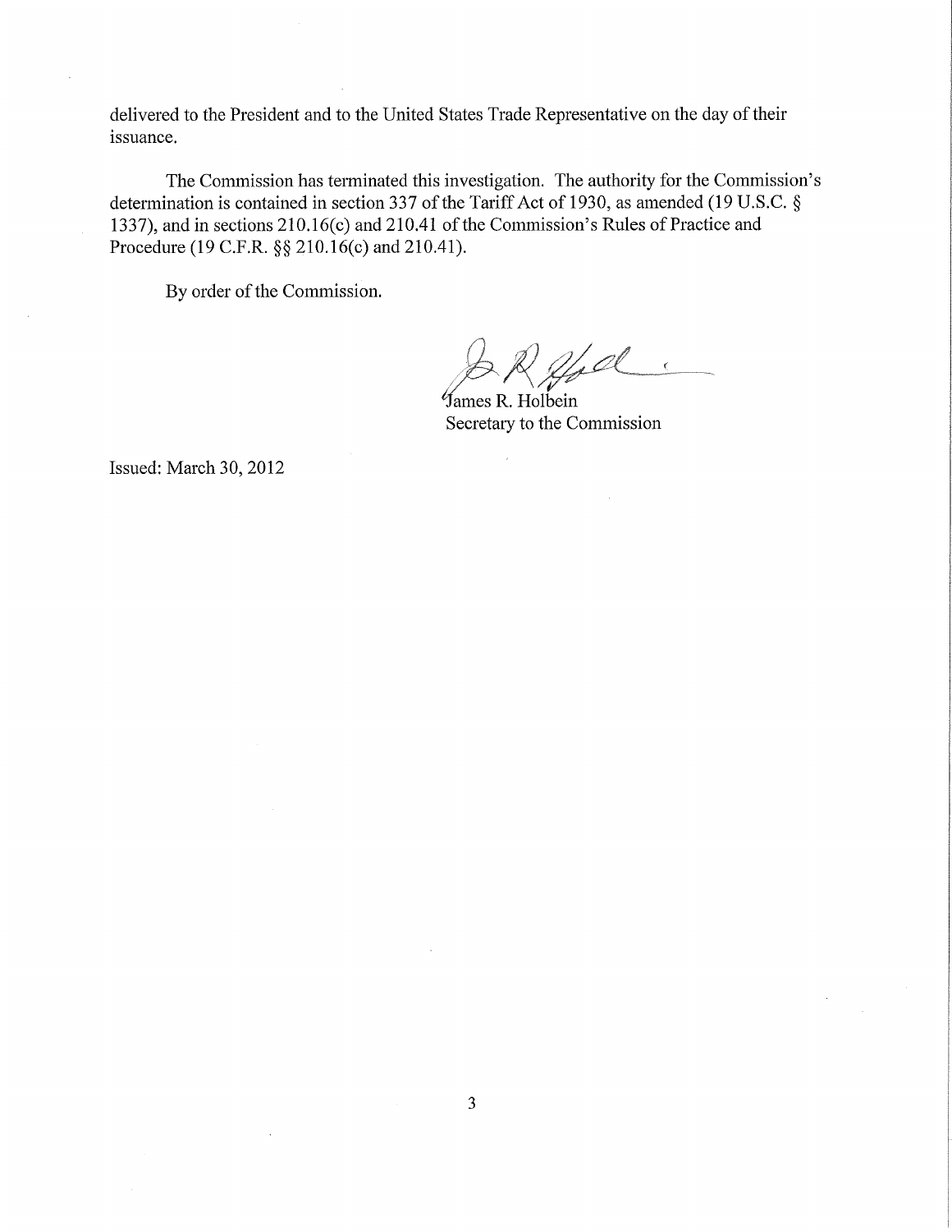delivered to the President and to the United States Trade Representative on the day of their issuance.

The Commission has terminated this investigation. The authority for the Commission's determination is contained in section 337 of the Tariff Act of 1930, as amended (19 U.S.C. § 1337), and in sections 210.16(c) and 210.41 of the Commission's Rules of Practice and Procedure (19 C.F.R. §§ 210.16(c) and 210.41).

By order of the Commission.

James R. Holbein
Secretary to the Commission

Issued: March 30, 2012